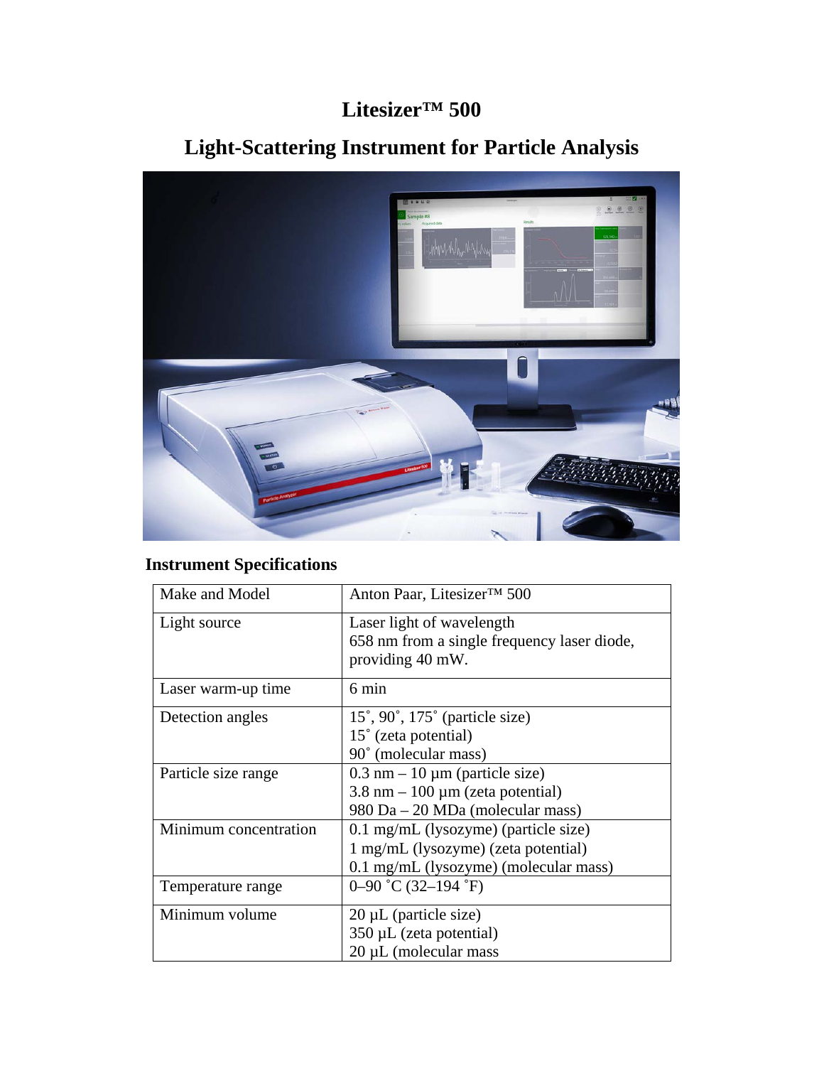# Litesizer™ 500

## Light-Scattering Instrument for Particle Analysis

### Instrument Specifications

| Make and Model | Anton Paar, Litesizer™ 500 |
|---|---|
| Light source | Laser light of wavelength 658 nm from a single frequency laser diode, providing 40 mW. |
| Laser warm-up time | 6 min |
| Detection angles | 15˚, 90˚, 175˚ (particle size)<br>15˚ (zeta potential)<br>90˚ (molecular mass) |
| Particle size range | 0.3 nm – 10 µm (particle size)<br>3.8 nm – 100 µm (zeta potential)<br>980 Da – 20 MDa (molecular mass) |
| Minimum concentration | 0.1 mg/mL (lysozyme) (particle size)<br>1 mg/mL (lysozyme) (zeta potential)<br>0.1 mg/mL (lysozyme) (molecular mass) |
| Temperature range | 0–90 ˚C (32–194 ˚F) |
| Minimum volume | 20 µL (particle size)<br>350 µL (zeta potential)<br>20 µL (molecular mass |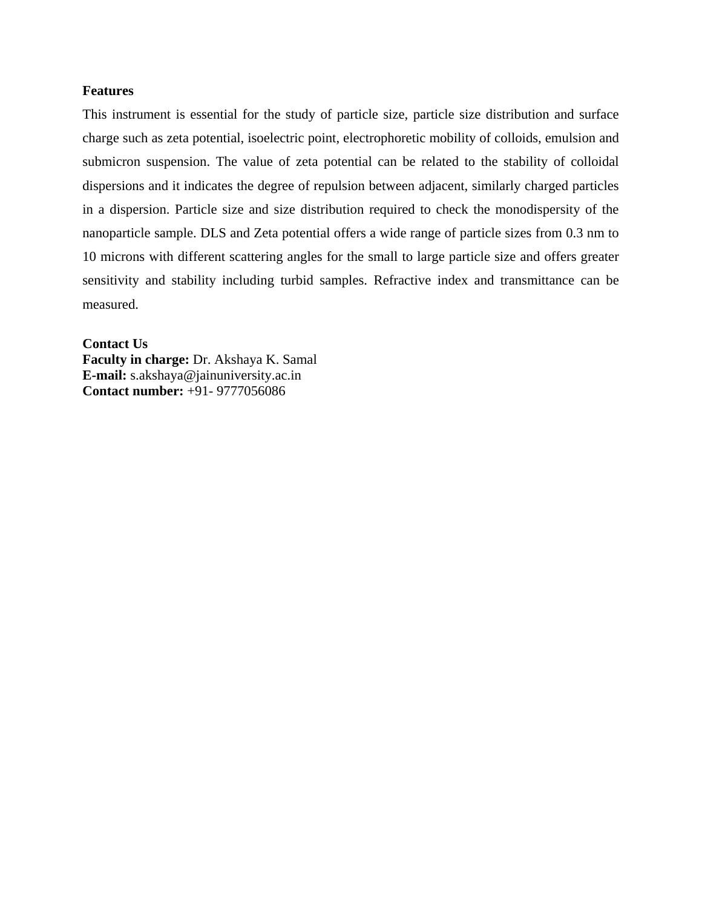**Features**

This instrument is essential for the study of particle size, particle size distribution and surface charge such as zeta potential, isoelectric point, electrophoretic mobility of colloids, emulsion and submicron suspension. The value of zeta potential can be related to the stability of colloidal dispersions and it indicates the degree of repulsion between adjacent, similarly charged particles in a dispersion. Particle size and size distribution required to check the monodispersity of the nanoparticle sample. DLS and Zeta potential offers a wide range of particle sizes from 0.3 nm to 10 microns with different scattering angles for the small to large particle size and offers greater sensitivity and stability including turbid samples. Refractive index and transmittance can be measured.

**Contact Us**
**Faculty in charge:** Dr. Akshaya K. Samal
**E-mail:** s.akshaya@jainuniversity.ac.in
**Contact number:** +91- 9777056086